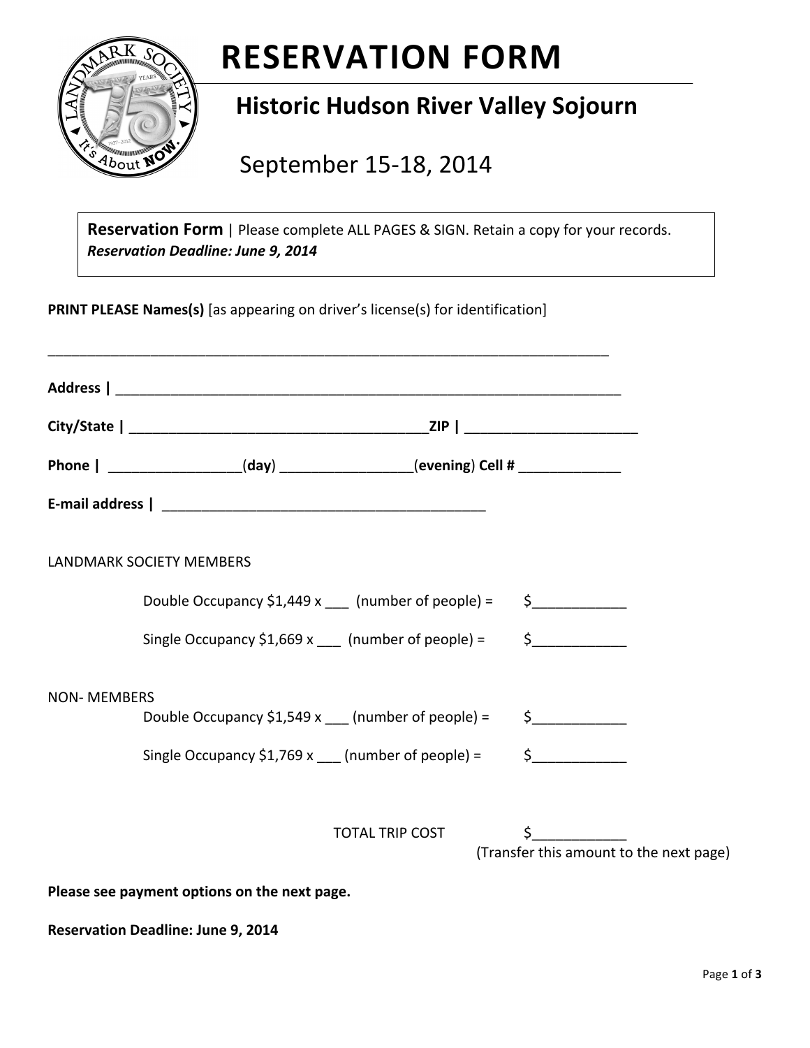# RESERVATION FORM

## Historic Hudson River Valley Sojourn

September 15-18, 2014

**Reservation Form** | Please complete ALL PAGES & SIGN. Retain a copy for your records.
***Reservation Deadline: June 9, 2014***

**PRINT PLEASE Names(s)** [as appearing on driver's license(s) for identification]

___________________________________________________________________________

**Address |** ___________________________________________________________________

**City/State |** _______________________________________**ZIP |** ______________________

**Phone |** ________________(**day**) ________________(**evening**) **Cell #** _____________

**E-mail address |** __________________________________________

LANDMARK SOCIETY MEMBERS

Double Occupancy $1,449 x ___ (number of people) = $____________

Single Occupancy $1,669 x ___ (number of people) = $____________

NON- MEMBERS

Double Occupancy $1,549 x ___ (number of people) = $____________

Single Occupancy $1,769 x ___ (number of people) = $____________

TOTAL TRIP COST $____________
(Transfer this amount to the next page)

**Please see payment options on the next page.**

**Reservation Deadline: June 9, 2014**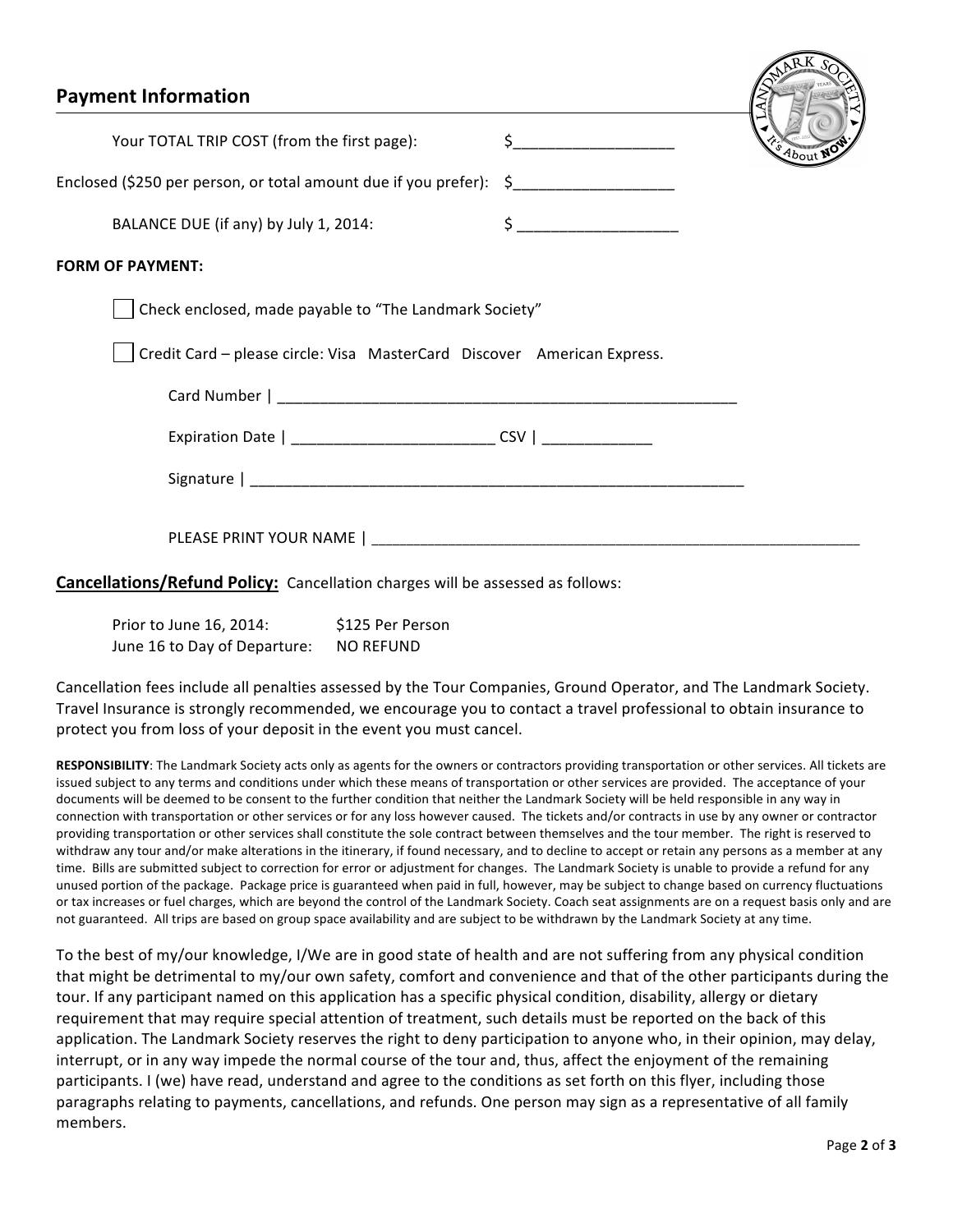## Payment Information

Your TOTAL TRIP COST (from the first page): $___________________

Enclosed ($250 per person, or total amount due if you prefer): $___________________

BALANCE DUE (if any) by July 1, 2014: $ ___________________

**FORM OF PAYMENT:**

☐ Check enclosed, made payable to "The Landmark Society"

☐ Credit Card – please circle: Visa MasterCard Discover American Express.

Card Number | ________________________________________________________

Expiration Date | ________________________ CSV | _____________

Signature | _____________________________________________________________

PLEASE PRINT YOUR NAME | _____________________________________________________________

**Cancellations/Refund Policy:** Cancellation charges will be assessed as follows:

| | |
|---|---|
| Prior to June 16, 2014: | $125 Per Person |
| June 16 to Day of Departure: | NO REFUND |

Cancellation fees include all penalties assessed by the Tour Companies, Ground Operator, and The Landmark Society. Travel Insurance is strongly recommended, we encourage you to contact a travel professional to obtain insurance to protect you from loss of your deposit in the event you must cancel.

**RESPONSIBILITY**: The Landmark Society acts only as agents for the owners or contractors providing transportation or other services. All tickets are issued subject to any terms and conditions under which these means of transportation or other services are provided. The acceptance of your documents will be deemed to be consent to the further condition that neither the Landmark Society will be held responsible in any way in connection with transportation or other services or for any loss however caused. The tickets and/or contracts in use by any owner or contractor providing transportation or other services shall constitute the sole contract between themselves and the tour member. The right is reserved to withdraw any tour and/or make alterations in the itinerary, if found necessary, and to decline to accept or retain any persons as a member at any time. Bills are submitted subject to correction for error or adjustment for changes. The Landmark Society is unable to provide a refund for any unused portion of the package. Package price is guaranteed when paid in full, however, may be subject to change based on currency fluctuations or tax increases or fuel charges, which are beyond the control of the Landmark Society. Coach seat assignments are on a request basis only and are not guaranteed. All trips are based on group space availability and are subject to be withdrawn by the Landmark Society at any time.

To the best of my/our knowledge, I/We are in good state of health and are not suffering from any physical condition that might be detrimental to my/our own safety, comfort and convenience and that of the other participants during the tour. If any participant named on this application has a specific physical condition, disability, allergy or dietary requirement that may require special attention of treatment, such details must be reported on the back of this application. The Landmark Society reserves the right to deny participation to anyone who, in their opinion, may delay, interrupt, or in any way impede the normal course of the tour and, thus, affect the enjoyment of the remaining participants. I (we) have read, understand and agree to the conditions as set forth on this flyer, including those paragraphs relating to payments, cancellations, and refunds. One person may sign as a representative of all family members.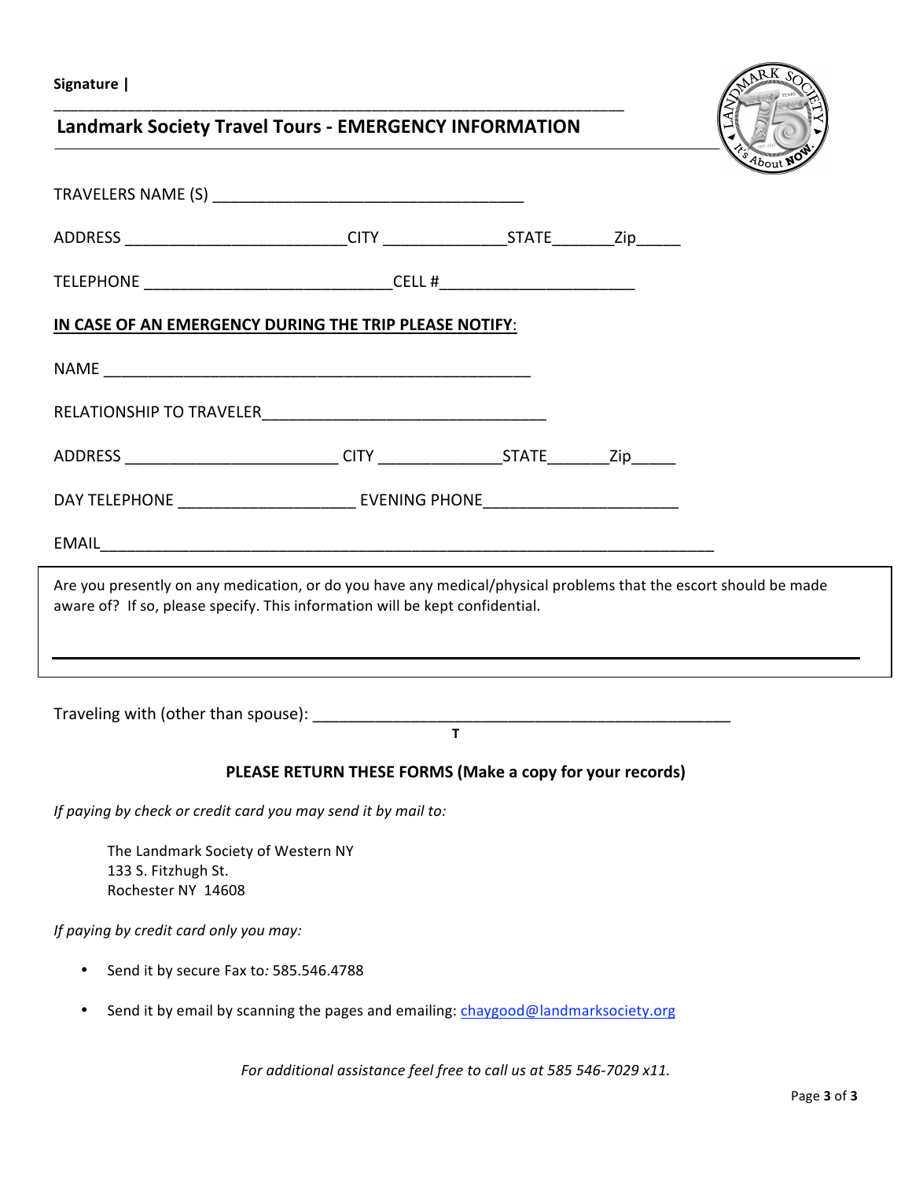**Signature |**

____________________________________________________________________

## Landmark Society Travel Tours - EMERGENCY INFORMATION

TRAVELERS NAME (S) ____________________________________

ADDRESS __________________________CITY ______________STATE_______Zip_____

TELEPHONE _____________________________CELL #______________________

**IN CASE OF AN EMERGENCY DURING THE TRIP PLEASE NOTIFY**:

NAME __________________________________________________

RELATIONSHIP TO TRAVELER_________________________________

ADDRESS _________________________ CITY ______________STATE_______Zip_____

DAY TELEPHONE ____________________ EVENING PHONE______________________

EMAIL________________________________________________________________________

Are you presently on any medication, or do you have any medical/physical problems that the escort should be made aware of? If so, please specify. This information will be kept confidential.

_____________________________________________________________________________

Traveling with (other than spouse): _________________________________________________

T

**PLEASE RETURN THESE FORMS (Make a copy for your records)**

*If paying by check or credit card you may send it by mail to:*

The Landmark Society of Western NY
133 S. Fitzhugh St.
Rochester NY 14608

*If paying by credit card only you may:*

- Send it by secure Fax to*:* 585.546.4788
- Send it by email by scanning the pages and emailing: chaygood@landmarksociety.org

*For additional assistance feel free to call us at 585 546-7029 x11.*